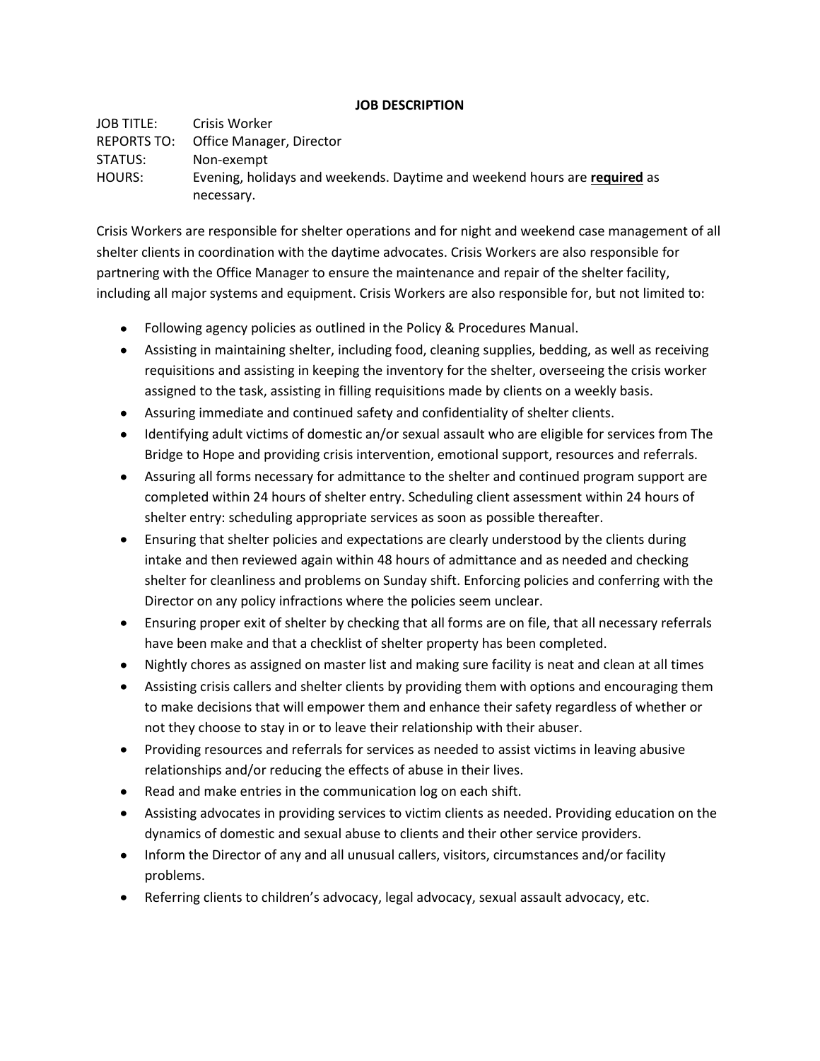**JOB DESCRIPTION**

JOB TITLE: Crisis Worker
REPORTS TO: Office Manager, Director
STATUS: Non-exempt
HOURS: Evening, holidays and weekends. Daytime and weekend hours are **required** as necessary.

Crisis Workers are responsible for shelter operations and for night and weekend case management of all shelter clients in coordination with the daytime advocates. Crisis Workers are also responsible for partnering with the Office Manager to ensure the maintenance and repair of the shelter facility, including all major systems and equipment. Crisis Workers are also responsible for, but not limited to:

- Following agency policies as outlined in the Policy & Procedures Manual.
- Assisting in maintaining shelter, including food, cleaning supplies, bedding, as well as receiving requisitions and assisting in keeping the inventory for the shelter, overseeing the crisis worker assigned to the task, assisting in filling requisitions made by clients on a weekly basis.
- Assuring immediate and continued safety and confidentiality of shelter clients.
- Identifying adult victims of domestic an/or sexual assault who are eligible for services from The Bridge to Hope and providing crisis intervention, emotional support, resources and referrals.
- Assuring all forms necessary for admittance to the shelter and continued program support are completed within 24 hours of shelter entry. Scheduling client assessment within 24 hours of shelter entry: scheduling appropriate services as soon as possible thereafter.
- Ensuring that shelter policies and expectations are clearly understood by the clients during intake and then reviewed again within 48 hours of admittance and as needed and checking shelter for cleanliness and problems on Sunday shift. Enforcing policies and conferring with the Director on any policy infractions where the policies seem unclear.
- Ensuring proper exit of shelter by checking that all forms are on file, that all necessary referrals have been make and that a checklist of shelter property has been completed.
- Nightly chores as assigned on master list and making sure facility is neat and clean at all times
- Assisting crisis callers and shelter clients by providing them with options and encouraging them to make decisions that will empower them and enhance their safety regardless of whether or not they choose to stay in or to leave their relationship with their abuser.
- Providing resources and referrals for services as needed to assist victims in leaving abusive relationships and/or reducing the effects of abuse in their lives.
- Read and make entries in the communication log on each shift.
- Assisting advocates in providing services to victim clients as needed. Providing education on the dynamics of domestic and sexual abuse to clients and their other service providers.
- Inform the Director of any and all unusual callers, visitors, circumstances and/or facility problems.
- Referring clients to children's advocacy, legal advocacy, sexual assault advocacy, etc.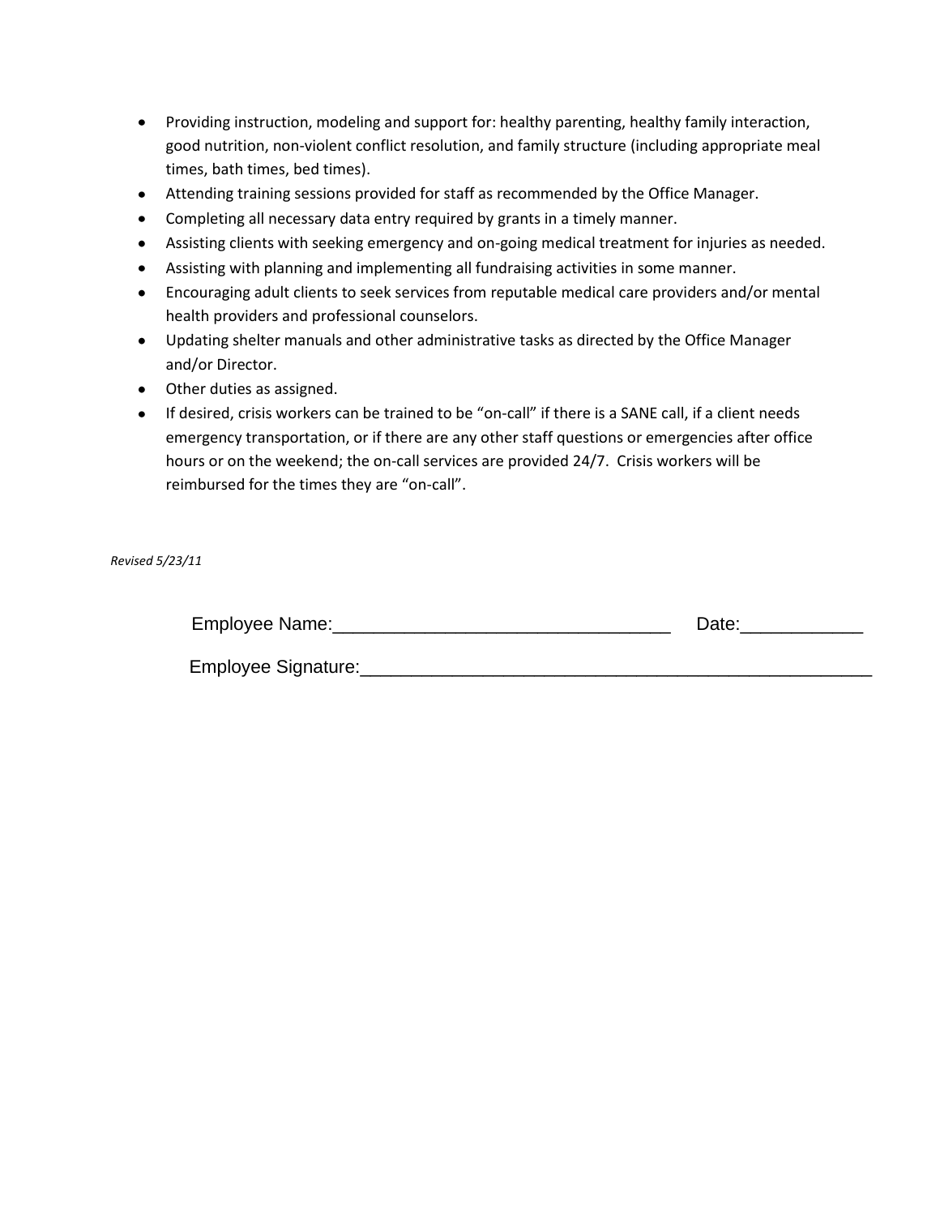- Providing instruction, modeling and support for: healthy parenting, healthy family interaction, good nutrition, non-violent conflict resolution, and family structure (including appropriate meal times, bath times, bed times).
- Attending training sessions provided for staff as recommended by the Office Manager.
- Completing all necessary data entry required by grants in a timely manner.
- Assisting clients with seeking emergency and on-going medical treatment for injuries as needed.
- Assisting with planning and implementing all fundraising activities in some manner.
- Encouraging adult clients to seek services from reputable medical care providers and/or mental health providers and professional counselors.
- Updating shelter manuals and other administrative tasks as directed by the Office Manager and/or Director.
- Other duties as assigned.
- If desired, crisis workers can be trained to be "on-call" if there is a SANE call, if a client needs emergency transportation, or if there are any other staff questions or emergencies after office hours or on the weekend; the on-call services are provided 24/7. Crisis workers will be reimbursed for the times they are "on-call".

*Revised 5/23/11*

Employee Name:_________________________________ Date:____________

Employee Signature:_____________________________________________________